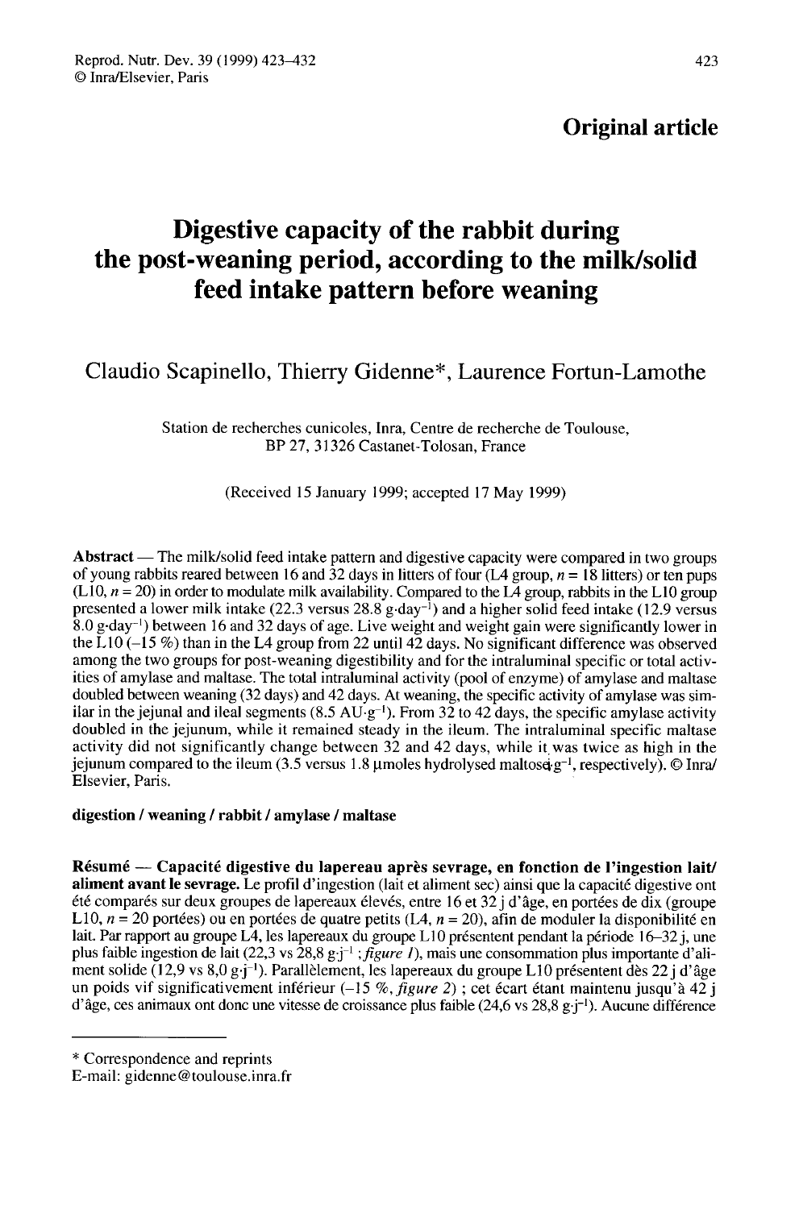Original article

# Digestive capacity of the rabbit during the post-weaning period, according to the milk/solid feed intake pattern before weaning

Claudio Scapinello, Thierry Gidenne*, Laurence Fortun-Lamothe

Station de recherches cunicoles, Inra, Centre de recherche de Toulouse, BP 27, 31326 Castanet-Tolosan, France

(Received 15 January 1999; accepted 17 May 1999)

**Abstract** — The milk/solid feed intake pattern and digestive capacity were compared in two groups of young rabbits reared between 16 and 32 days in litters of four (L4 group, $n$ = 18 litters) or ten pups (L10, $n$ = 20) in order to modulate milk availability. Compared to the L4 group, rabbits in the L10 group presented a lower milk intake (22.3 versus 28.8 $g \cdot day^{-1}$) and a higher solid feed intake (12.9 versus 8.0 $g \cdot day^{-1}$) between 16 and 32 days of age. Live weight and weight gain were significantly lower in the L10 (–15 %) than in the L4 group from 22 until 42 days. No significant difference was observed among the two groups for post-weaning digestibility and for the intraluminal specific or total activities of amylase and maltase. The total intraluminal activity (pool of enzyme) of amylase and maltase doubled between weaning (32 days) and 42 days. At weaning, the specific activity of amylase was similar in the jejunal and ileal segments (8.5 $AU \cdot g^{-1}$). From 32 to 42 days, the specific amylase activity doubled in the jejunum, while it remained steady in the ileum. The intraluminal specific maltase activity did not significantly change between 32 and 42 days, while it was twice as high in the jejunum compared to the ileum (3.5 versus 1.8 μmoles hydrolysed maltose $\cdot g^{-1}$, respectively). © Inra/Elsevier, Paris.

**digestion / weaning / rabbit / amylase / maltase**

**Résumé — Capacité digestive du lapereau après sevrage, en fonction de l'ingestion lait/aliment avant le sevrage.** Le profil d'ingestion (lait et aliment sec) ainsi que la capacité digestive ont été comparés sur deux groupes de lapereaux élevés, entre 16 et 32 j d'âge, en portées de dix (groupe L10, $n$ = 20 portées) ou en portées de quatre petits (L4, $n$ = 20), afin de moduler la disponibilité en lait. Par rapport au groupe L4, les lapereaux du groupe L10 présentent pendant la période 16–32 j, une plus faible ingestion de lait (22,3 vs 28,8 $g \cdot j^{-1}$ ; *figure 1*), mais une consommation plus importante d'aliment solide (12,9 vs 8,0 $g \cdot j^{-1}$). Parallèlement, les lapereaux du groupe L10 présentent dès 22 j d'âge un poids vif significativement inférieur (–15 %, *figure 2*) ; cet écart étant maintenu jusqu'à 42 j d'âge, ces animaux ont donc une vitesse de croissance plus faible (24,6 vs 28,8 $g \cdot j^{-1}$). Aucune différence

* Correspondence and reprints
E-mail: gidenne@toulouse.inra.fr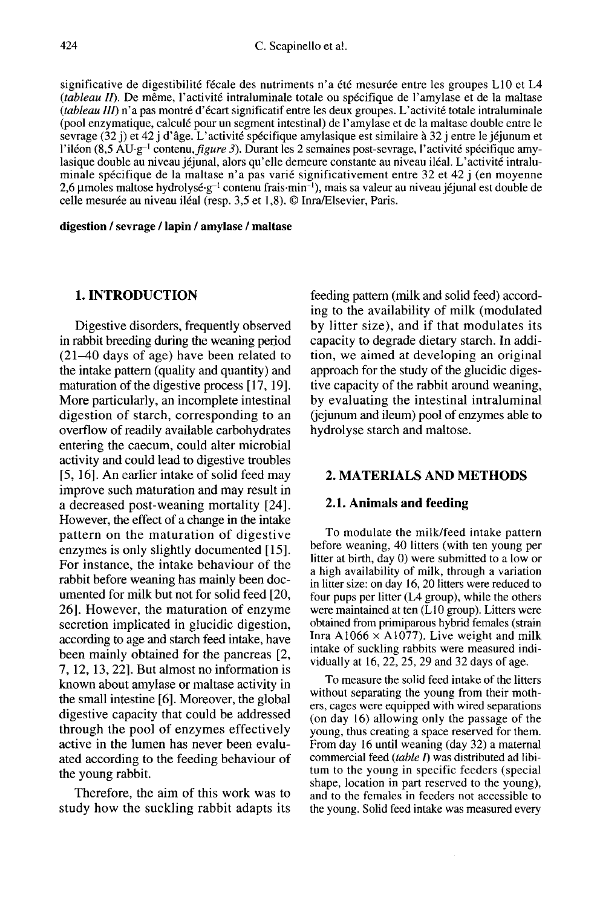significative de digestibilité fécale des nutriments n'a été mesurée entre les groupes L10 et L4 (*tableau II*). De même, l'activité intraluminale totale ou spécifique de l'amylase et de la maltase (*tableau III*) n'a pas montré d'écart significatif entre les deux groupes. L'activité totale intraluminale (pool enzymatique, calculé pour un segment intestinal) de l'amylase et de la maltase double entre le sevrage (32 j) et 42 j d'âge. L'activité spécifique amylasique est similaire à 32 j entre le jéjunum et l'iléon (8,5 AU·$g^{-1}$ contenu, *figure 3*). Durant les 2 semaines post-sevrage, l'activité spécifique amylasique double au niveau jéjunal, alors qu'elle demeure constante au niveau iléal. L'activité intraluminale spécifique de la maltase n'a pas varié significativement entre 32 et 42 j (en moyenne 2,6 µmoles maltose hydrolysé·$g^{-1}$ contenu frais·$min^{-1}$), mais sa valeur au niveau jéjunal est double de celle mesurée au niveau iléal (resp. 3,5 et 1,8). © Inra/Elsevier, Paris.

**digestion / sevrage / lapin / amylase / maltase**

## 1. INTRODUCTION

Digestive disorders, frequently observed in rabbit breeding during the weaning period (21–40 days of age) have been related to the intake pattern (quality and quantity) and maturation of the digestive process [17, 19]. More particularly, an incomplete intestinal digestion of starch, corresponding to an overflow of readily available carbohydrates entering the caecum, could alter microbial activity and could lead to digestive troubles [5, 16]. An earlier intake of solid feed may improve such maturation and may result in a decreased post-weaning mortality [24]. However, the effect of a change in the intake pattern on the maturation of digestive enzymes is only slightly documented [15]. For instance, the intake behaviour of the rabbit before weaning has mainly been documented for milk but not for solid feed [20, 26]. However, the maturation of enzyme secretion implicated in glucidic digestion, according to age and starch feed intake, have been mainly obtained for the pancreas [2, 7, 12, 13, 22]. But almost no information is known about amylase or maltase activity in the small intestine [6]. Moreover, the global digestive capacity that could be addressed through the pool of enzymes effectively active in the lumen has never been evaluated according to the feeding behaviour of the young rabbit.

Therefore, the aim of this work was to study how the suckling rabbit adapts its feeding pattern (milk and solid feed) according to the availability of milk (modulated by litter size), and if that modulates its capacity to degrade dietary starch. In addition, we aimed at developing an original approach for the study of the glucidic digestive capacity of the rabbit around weaning, by evaluating the intestinal intraluminal (jejunum and ileum) pool of enzymes able to hydrolyse starch and maltose.

## 2. MATERIALS AND METHODS

### 2.1. Animals and feeding

To modulate the milk/feed intake pattern before weaning, 40 litters (with ten young per litter at birth, day 0) were submitted to a low or a high availability of milk, through a variation in litter size: on day 16, 20 litters were reduced to four pups per litter (L4 group), while the others were maintained at ten (L10 group). Litters were obtained from primiparous hybrid females (strain Inra A1066 × A1077). Live weight and milk intake of suckling rabbits were measured individually at 16, 22, 25, 29 and 32 days of age.

To measure the solid feed intake of the litters without separating the young from their mothers, cages were equipped with wired separations (on day 16) allowing only the passage of the young, thus creating a space reserved for them. From day 16 until weaning (day 32) a maternal commercial feed (*table I*) was distributed ad libitum to the young in specific feeders (special shape, location in part reserved to the young), and to the females in feeders not accessible to the young. Solid feed intake was measured every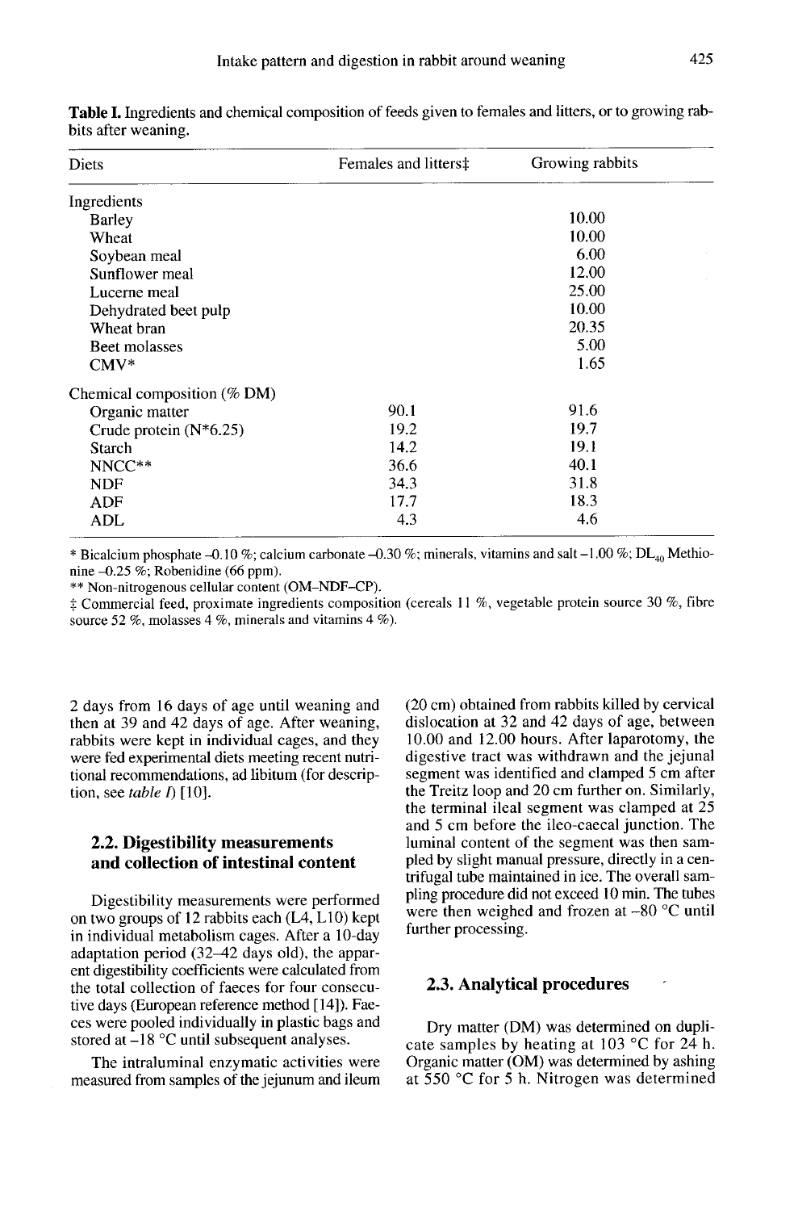**Table I.** Ingredients and chemical composition of feeds given to females and litters, or to growing rabbits after weaning.

| Diets | Females and litters‡ | Growing rabbits |
|---|---|---|
| Ingredients | | |
| Barley | | 10.00 |
| Wheat | | 10.00 |
| Soybean meal | | 6.00 |
| Sunflower meal | | 12.00 |
| Lucerne meal | | 25.00 |
| Dehydrated beet pulp | | 10.00 |
| Wheat bran | | 20.35 |
| Beet molasses | | 5.00 |
| CMV* | | 1.65 |
| Chemical composition (% DM) | | |
| Organic matter | 90.1 | 91.6 |
| Crude protein (N*6.25) | 19.2 | 19.7 |
| Starch | 14.2 | 19.1 |
| NNCC** | 36.6 | 40.1 |
| NDF | 34.3 | 31.8 |
| ADF | 17.7 | 18.3 |
| ADL | 4.3 | 4.6 |

* Bicalcium phosphate –0.10 %; calcium carbonate –0.30 %; minerals, vitamins and salt –1.00 %; $DL_{40}$ Methionine –0.25 %; Robenidine (66 ppm).

** Non-nitrogenous cellular content (OM–NDF–CP).

‡ Commercial feed, proximate ingredients composition (cereals 11 %, vegetable protein source 30 %, fibre source 52 %, molasses 4 %, minerals and vitamins 4 %).

2 days from 16 days of age until weaning and then at 39 and 42 days of age. After weaning, rabbits were kept in individual cages, and they were fed experimental diets meeting recent nutritional recommendations, ad libitum (for description, see *table I*) [10].

## 2.2. Digestibility measurements and collection of intestinal content

Digestibility measurements were performed on two groups of 12 rabbits each (L4, L10) kept in individual metabolism cages. After a 10-day adaptation period (32–42 days old), the apparent digestibility coefficients were calculated from the total collection of faeces for four consecutive days (European reference method [14]). Faeces were pooled individually in plastic bags and stored at –18 °C until subsequent analyses.

The intraluminal enzymatic activities were measured from samples of the jejunum and ileum (20 cm) obtained from rabbits killed by cervical dislocation at 32 and 42 days of age, between 10.00 and 12.00 hours. After laparotomy, the digestive tract was withdrawn and the jejunal segment was identified and clamped 5 cm after the Treitz loop and 20 cm further on. Similarly, the terminal ileal segment was clamped at 25 and 5 cm before the ileo-caecal junction. The luminal content of the segment was then sampled by slight manual pressure, directly in a centrifugal tube maintained in ice. The overall sampling procedure did not exceed 10 min. The tubes were then weighed and frozen at –80 °C until further processing.

## 2.3. Analytical procedures

Dry matter (DM) was determined on duplicate samples by heating at 103 °C for 24 h. Organic matter (OM) was determined by ashing at 550 °C for 5 h. Nitrogen was determined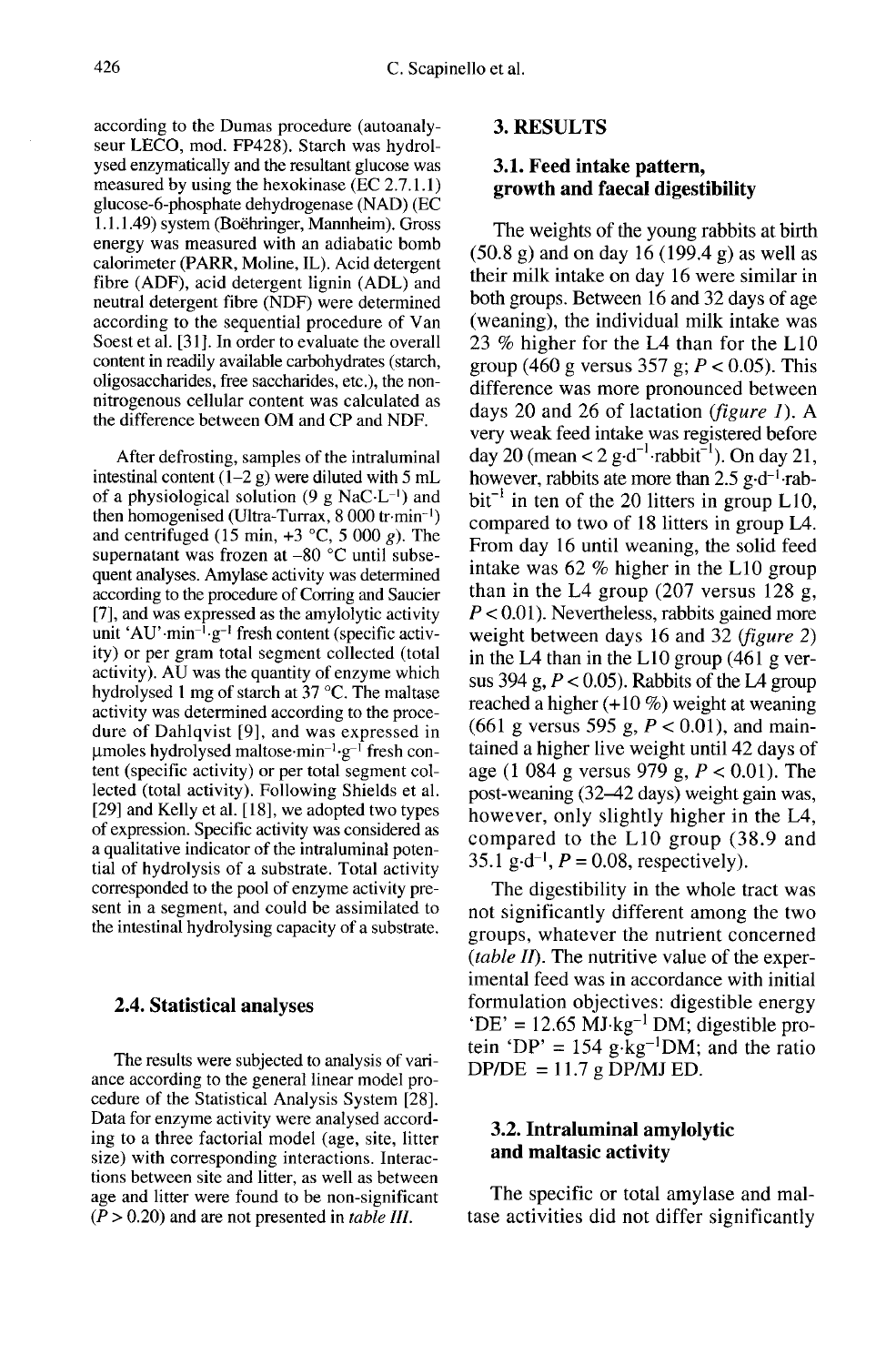according to the Dumas procedure (autoanalyseur LECO, mod. FP428). Starch was hydrolysed enzymatically and the resultant glucose was measured by using the hexokinase (EC 2.7.1.1) glucose-6-phosphate dehydrogenase (NAD) (EC 1.1.1.49) system (Boëhringer, Mannheim). Gross energy was measured with an adiabatic bomb calorimeter (PARR, Moline, IL). Acid detergent fibre (ADF), acid detergent lignin (ADL) and neutral detergent fibre (NDF) were determined according to the sequential procedure of Van Soest et al. [31]. In order to evaluate the overall content in readily available carbohydrates (starch, oligosaccharides, free saccharides, etc.), the non-nitrogenous cellular content was calculated as the difference between OM and CP and NDF.

After defrosting, samples of the intraluminal intestinal content (1–2 g) were diluted with 5 mL of a physiological solution (9 g NaC·$L^{-1}$) and then homogenised (Ultra-Turrax, 8 000 tr·$min^{-1}$) and centrifuged (15 min, +3 °C, 5 000 $g$). The supernatant was frozen at –80 °C until subsequent analyses. Amylase activity was determined according to the procedure of Corring and Saucier [7], and was expressed as the amylolytic activity unit 'AU'·$min^{-1}$·$g^{-1}$ fresh content (specific activity) or per gram total segment collected (total activity). AU was the quantity of enzyme which hydrolysed 1 mg of starch at 37 °C. The maltase activity was determined according to the procedure of Dahlqvist [9], and was expressed in μmoles hydrolysed maltose·$min^{-1}$·$g^{-1}$ fresh content (specific activity) or per total segment collected (total activity). Following Shields et al. [29] and Kelly et al. [18], we adopted two types of expression. Specific activity was considered as a qualitative indicator of the intraluminal potential of hydrolysis of a substrate. Total activity corresponded to the pool of enzyme activity present in a segment, and could be assimilated to the intestinal hydrolysing capacity of a substrate.

### 2.4. Statistical analyses

The results were subjected to analysis of variance according to the general linear model procedure of the Statistical Analysis System [28]. Data for enzyme activity were analysed according to a three factorial model (age, site, litter size) with corresponding interactions. Interactions between site and litter, as well as between age and litter were found to be non-significant ($P > 0.20$) and are not presented in *table III*.

## 3. RESULTS

### 3.1. Feed intake pattern, growth and faecal digestibility

The weights of the young rabbits at birth (50.8 g) and on day 16 (199.4 g) as well as their milk intake on day 16 were similar in both groups. Between 16 and 32 days of age (weaning), the individual milk intake was 23 % higher for the L4 than for the L10 group (460 g versus 357 g; $P < 0.05$). This difference was more pronounced between days 20 and 26 of lactation (*figure 1*). A very weak feed intake was registered before day 20 (mean < 2 g·$d^{-1}$·$rabbit^{-1}$). On day 21, however, rabbits ate more than 2.5 g·$d^{-1}$·$rabbit^{-1}$ in ten of the 20 litters in group L10, compared to two of 18 litters in group L4. From day 16 until weaning, the solid feed intake was 62 % higher in the L10 group than in the L4 group (207 versus 128 g, $P < 0.01$). Nevertheless, rabbits gained more weight between days 16 and 32 (*figure 2*) in the L4 than in the L10 group (461 g versus 394 g, $P < 0.05$). Rabbits of the L4 group reached a higher (+10 %) weight at weaning (661 g versus 595 g, $P < 0.01$), and maintained a higher live weight until 42 days of age (1 084 g versus 979 g, $P < 0.01$). The post-weaning (32–42 days) weight gain was, however, only slightly higher in the L4, compared to the L10 group (38.9 and 35.1 g·$d^{-1}$, $P = 0.08$, respectively).

The digestibility in the whole tract was not significantly different among the two groups, whatever the nutrient concerned (*table II*). The nutritive value of the experimental feed was in accordance with initial formulation objectives: digestible energy 'DE' = 12.65 MJ·$kg^{-1}$ DM; digestible protein 'DP' = 154 g·$kg^{-1}$DM; and the ratio DP/DE = 11.7 g DP/MJ ED.

### 3.2. Intraluminal amylolytic and maltasic activity

The specific or total amylase and maltase activities did not differ significantly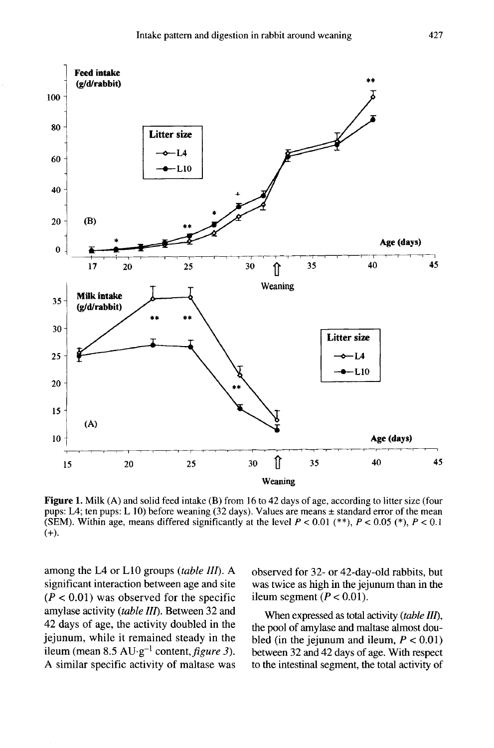**Figure 1.** Milk (A) and solid feed intake (B) from 16 to 42 days of age, according to litter size (four pups: L4; ten pups: L 10) before weaning (32 days). Values are means ± standard error of the mean (SEM). Within age, means differed significantly at the level $P < 0.01$ (**), $P < 0.05$ (*), $P < 0.1$ (+).

among the L4 or L10 groups (*table III*). A significant interaction between age and site ($P < 0.01$) was observed for the specific amylase activity (*table III*). Between 32 and 42 days of age, the activity doubled in the jejunum, while it remained steady in the ileum (mean 8.5 AU·$g^{-1}$ content, *figure 3*). A similar specific activity of maltase was observed for 32- or 42-day-old rabbits, but was twice as high in the jejunum than in the ileum segment ($P < 0.01$).

When expressed as total activity (*table III*), the pool of amylase and maltase almost doubled (in the jejunum and ileum, $P < 0.01$) between 32 and 42 days of age. With respect to the intestinal segment, the total activity of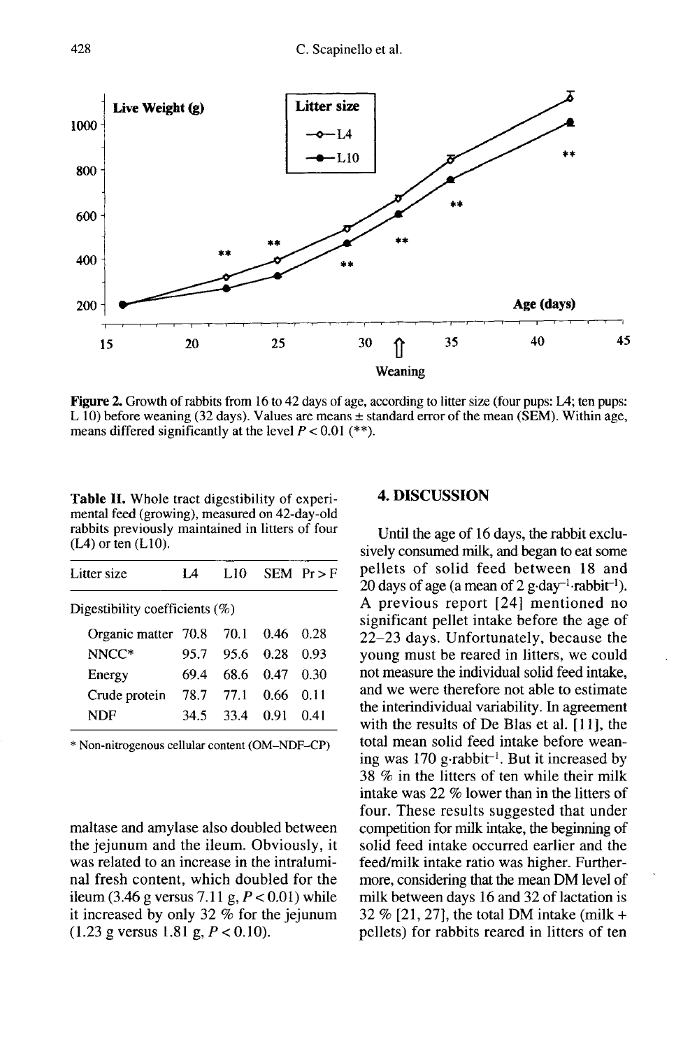Figure 2. Growth of rabbits from 16 to 42 days of age, according to litter size (four pups: L4; ten pups: L 10) before weaning (32 days). Values are means ± standard error of the mean (SEM). Within age, means differed significantly at the level $P < 0.01$ (**).

**Table II.** Whole tract digestibility of experimental feed (growing), measured on 42-day-old rabbits previously maintained in litters of four (L4) or ten (L10).

| Litter size | L4 | L10 | SEM | Pr > F |
|---|---|---|---|---|
| Digestibility coefficients (%) | | | | |
| Organic matter | 70.8 | 70.1 | 0.46 | 0.28 |
| NNCC* | 95.7 | 95.6 | 0.28 | 0.93 |
| Energy | 69.4 | 68.6 | 0.47 | 0.30 |
| Crude protein | 78.7 | 77.1 | 0.66 | 0.11 |
| NDF | 34.5 | 33.4 | 0.91 | 0.41 |

* Non-nitrogenous cellular content (OM–NDF–CP)

maltase and amylase also doubled between the jejunum and the ileum. Obviously, it was related to an increase in the intraluminal fresh content, which doubled for the ileum (3.46 g versus 7.11 g, $P < 0.01$) while it increased by only 32 % for the jejunum (1.23 g versus 1.81 g, $P < 0.10$).

## 4. DISCUSSION

Until the age of 16 days, the rabbit exclusively consumed milk, and began to eat some pellets of solid feed between 18 and 20 days of age (a mean of 2 $g \cdot day^{-1} \cdot rabbit^{-1}$). A previous report [24] mentioned no significant pellet intake before the age of 22–23 days. Unfortunately, because the young must be reared in litters, we could not measure the individual solid feed intake, and we were therefore not able to estimate the interindividual variability. In agreement with the results of De Blas et al. [11], the total mean solid feed intake before weaning was 170 $g \cdot rabbit^{-1}$. But it increased by 38 % in the litters of ten while their milk intake was 22 % lower than in the litters of four. These results suggested that under competition for milk intake, the beginning of solid feed intake occurred earlier and the feed/milk intake ratio was higher. Furthermore, considering that the mean DM level of milk between days 16 and 32 of lactation is 32 % [21, 27], the total DM intake (milk + pellets) for rabbits reared in litters of ten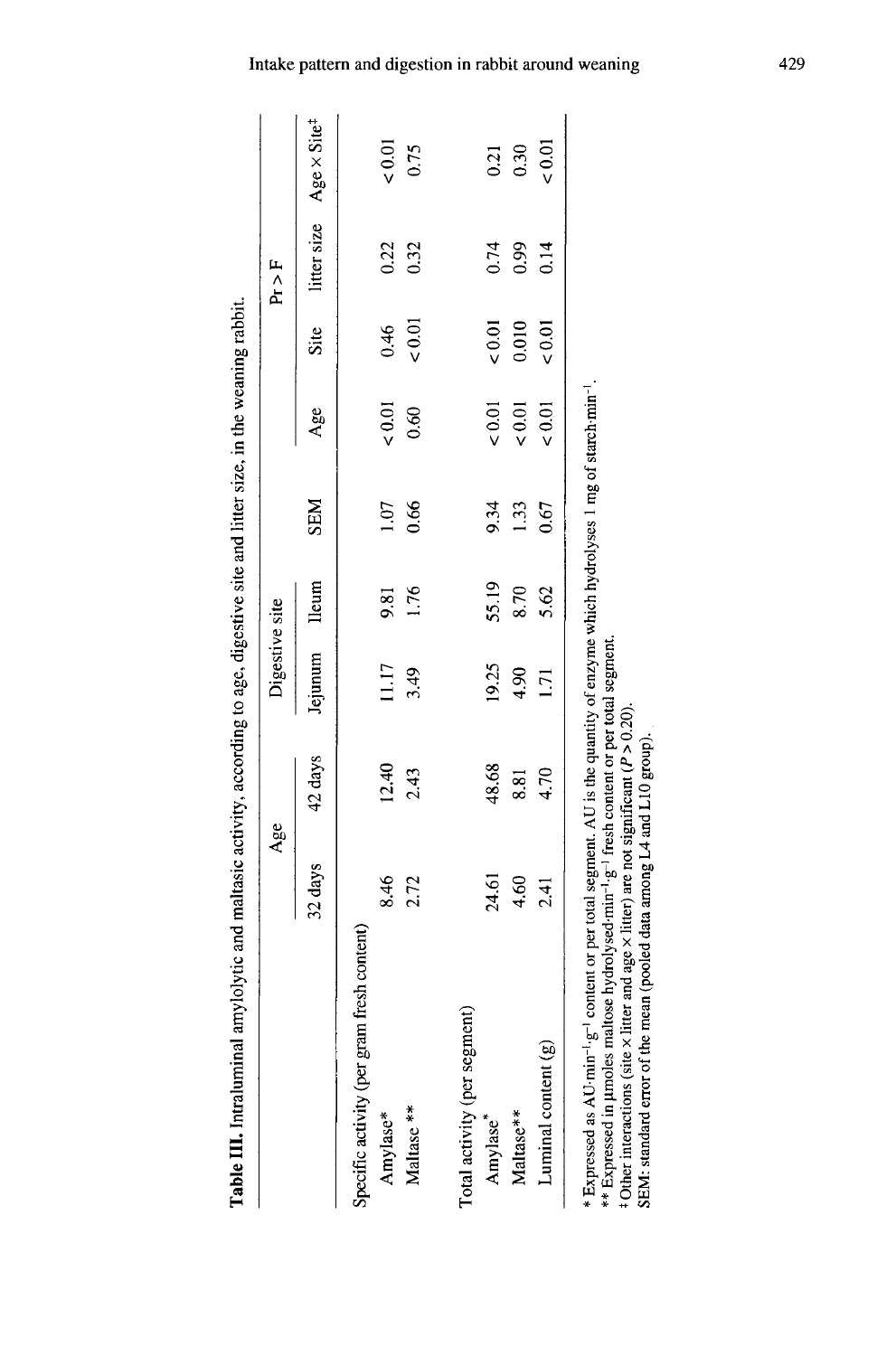**Table III.** Intraluminal amylolytic and maltasic activity, according to age, digestive site and litter size, in the weaning rabbit.

| | Age | | Digestive site | | | Pr > F | | | |
|---|---|---|---|---|---|---|---|---|---|
| | 32 days | 42 days | Jejunum | Ileum | SEM | Age | Site | litter size | Age × Site‡ |
| Specific activity (per gram fresh content) | | | | | | | | | |
| Amylase* | 8.46 | 12.40 | 11.17 | 9.81 | 1.07 | < 0.01 | 0.46 | 0.22 | < 0.01 |
| Maltase ** | 2.72 | 2.43 | 3.49 | 1.76 | 0.66 | 0.60 | < 0.01 | 0.32 | 0.75 |
| Total activity (per segment) | | | | | | | | | |
| Amylase* | 24.61 | 48.68 | 19.25 | 55.19 | 9.34 | < 0.01 | < 0.01 | 0.74 | 0.21 |
| Maltase** | 4.60 | 8.81 | 4.90 | 8.70 | 1.33 | < 0.01 | 0.010 | 0.99 | 0.30 |
| Luminal content (g) | 2.41 | 4.70 | 1.71 | 5.62 | 0.67 | < 0.01 | < 0.01 | 0.14 | < 0.01 |

\* Expressed as $AU \cdot min^{-1} \cdot g^{-1}$ content or per total segment. AU is the quantity of enzyme which hydrolyses 1 mg of $starch \cdot min^{-1}$.
\*\* Expressed in µmoles maltose $hydrolysed \cdot min^{-1} \cdot g^{-1}$ fresh content or per total segment.
‡ Other interactions (site × litter and age × litter) are not significant ($P > 0.20$).
SEM: standard error of the mean (pooled data among L4 and L10 group).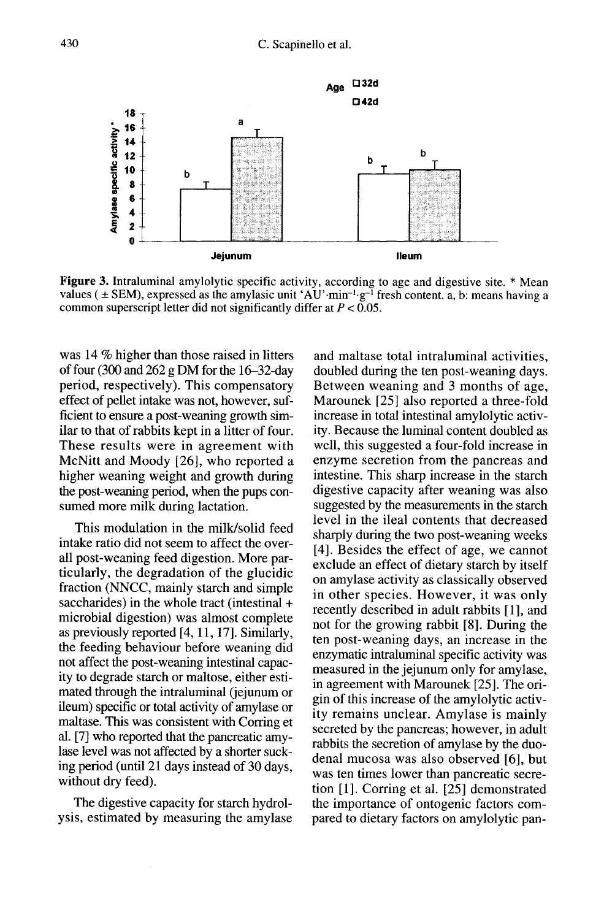**Figure 3.** Intraluminal amylolytic specific activity, according to age and digestive site. * Mean values ( ± SEM), expressed as the amylasic unit 'AU'$\cdot$min$^{-1}$$\cdot$g$^{-1}$ fresh content. a, b: means having a common superscript letter did not significantly differ at $P < 0.05$.

was 14 % higher than those raised in litters of four (300 and 262 g DM for the 16–32-day period, respectively). This compensatory effect of pellet intake was not, however, sufficient to ensure a post-weaning growth similar to that of rabbits kept in a litter of four. These results were in agreement with McNitt and Moody [26], who reported a higher weaning weight and growth during the post-weaning period, when the pups consumed more milk during lactation.

This modulation in the milk/solid feed intake ratio did not seem to affect the overall post-weaning feed digestion. More particularly, the degradation of the glucidic fraction (NNCC, mainly starch and simple saccharides) in the whole tract (intestinal + microbial digestion) was almost complete as previously reported [4, 11, 17]. Similarly, the feeding behaviour before weaning did not affect the post-weaning intestinal capacity to degrade starch or maltose, either estimated through the intraluminal (jejunum or ileum) specific or total activity of amylase or maltase. This was consistent with Corring et al. [7] who reported that the pancreatic amylase level was not affected by a shorter sucking period (until 21 days instead of 30 days, without dry feed).

The digestive capacity for starch hydrolysis, estimated by measuring the amylase and maltase total intraluminal activities, doubled during the ten post-weaning days. Between weaning and 3 months of age, Marounek [25] also reported a three-fold increase in total intestinal amylolytic activity. Because the luminal content doubled as well, this suggested a four-fold increase in enzyme secretion from the pancreas and intestine. This sharp increase in the starch digestive capacity after weaning was also suggested by the measurements in the starch level in the ileal contents that decreased sharply during the two post-weaning weeks [4]. Besides the effect of age, we cannot exclude an effect of dietary starch by itself on amylase activity as classically observed in other species. However, it was only recently described in adult rabbits [1], and not for the growing rabbit [8]. During the ten post-weaning days, an increase in the enzymatic intraluminal specific activity was measured in the jejunum only for amylase, in agreement with Marounek [25]. The origin of this increase of the amylolytic activity remains unclear. Amylase is mainly secreted by the pancreas; however, in adult rabbits the secretion of amylase by the duodenal mucosa was also observed [6], but was ten times lower than pancreatic secretion [1]. Corring et al. [25] demonstrated the importance of ontogenic factors compared to dietary factors on amylolytic pan-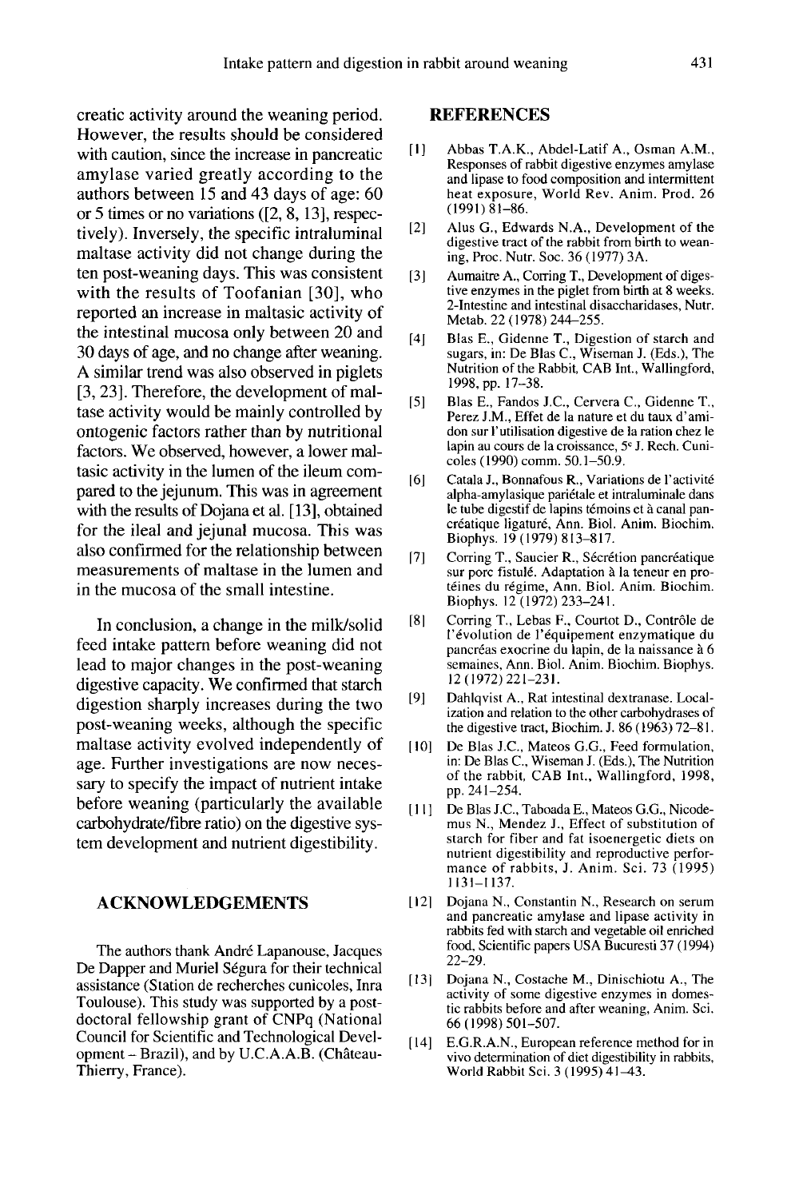creatic activity around the weaning period. However, the results should be considered with caution, since the increase in pancreatic amylase varied greatly according to the authors between 15 and 43 days of age: 60 or 5 times or no variations ([2, 8, 13], respectively). Inversely, the specific intraluminal maltase activity did not change during the ten post-weaning days. This was consistent with the results of Toofanian [30], who reported an increase in maltasic activity of the intestinal mucosa only between 20 and 30 days of age, and no change after weaning. A similar trend was also observed in piglets [3, 23]. Therefore, the development of maltase activity would be mainly controlled by ontogenic factors rather than by nutritional factors. We observed, however, a lower maltasic activity in the lumen of the ileum compared to the jejunum. This was in agreement with the results of Dojana et al. [13], obtained for the ileal and jejunal mucosa. This was also confirmed for the relationship between measurements of maltase in the lumen and in the mucosa of the small intestine.

In conclusion, a change in the milk/solid feed intake pattern before weaning did not lead to major changes in the post-weaning digestive capacity. We confirmed that starch digestion sharply increases during the two post-weaning weeks, although the specific maltase activity evolved independently of age. Further investigations are now necessary to specify the impact of nutrient intake before weaning (particularly the available carbohydrate/fibre ratio) on the digestive system development and nutrient digestibility.

## ACKNOWLEDGEMENTS

The authors thank André Lapanouse, Jacques De Dapper and Muriel Ségura for their technical assistance (Station de recherches cunicoles, Inra Toulouse). This study was supported by a post-doctoral fellowship grant of CNPq (National Council for Scientific and Technological Development – Brazil), and by U.C.A.A.B. (Château-Thierry, France).

## REFERENCES

[1] Abbas T.A.K., Abdel-Latif A., Osman A.M., Responses of rabbit digestive enzymes amylase and lipase to food composition and intermittent heat exposure, World Rev. Anim. Prod. 26 (1991) 81–86.

[2] Alus G., Edwards N.A., Development of the digestive tract of the rabbit from birth to weaning, Proc. Nutr. Soc. 36 (1977) 3A.

[3] Aumaitre A., Corring T., Development of digestive enzymes in the piglet from birth at 8 weeks. 2-Intestine and intestinal disaccharidases, Nutr. Metab. 22 (1978) 244–255.

[4] Blas E., Gidenne T., Digestion of starch and sugars, in: De Blas C., Wiseman J. (Eds.), The Nutrition of the Rabbit, CAB Int., Wallingford, 1998, pp. 17–38.

[5] Blas E., Fandos J.C., Cervera C., Gidenne T., Perez J.M., Effet de la nature et du taux d'amidon sur l'utilisation digestive de la ration chez le lapin au cours de la croissance, 5e J. Rech. Cunicoles (1990) comm. 50.1–50.9.

[6] Catala J., Bonnafous R., Variations de l'activité alpha-amylasique pariétale et intraluminale dans le tube digestif de lapins témoins et à canal pancréatique ligaturé, Ann. Biol. Anim. Biochim. Biophys. 19 (1979) 813–817.

[7] Corring T., Saucier R., Sécrétion pancréatique sur porc fistulé. Adaptation à la teneur en protéines du régime, Ann. Biol. Anim. Biochim. Biophys. 12 (1972) 233–241.

[8] Corring T., Lebas F., Courtot D., Contrôle de l'évolution de l'équipement enzymatique du pancréas exocrine du lapin, de la naissance à 6 semaines, Ann. Biol. Anim. Biochim. Biophys. 12 (1972) 221–231.

[9] Dahlqvist A., Rat intestinal dextranase. Localization and relation to the other carbohydrases of the digestive tract, Biochim. J. 86 (1963) 72–81.

[10] De Blas J.C., Mateos G.G., Feed formulation, in: De Blas C., Wiseman J. (Eds.), The Nutrition of the rabbit, CAB Int., Wallingford, 1998, pp. 241–254.

[11] De Blas J.C., Taboada E., Mateos G.G., Nicodemus N., Mendez J., Effect of substitution of starch for fiber and fat isoenergetic diets on nutrient digestibility and reproductive performance of rabbits, J. Anim. Sci. 73 (1995) 1131–1137.

[12] Dojana N., Constantin N., Research on serum and pancreatic amylase and lipase activity in rabbits fed with starch and vegetable oil enriched food, Scientific papers USA Bucuresti 37 (1994) 22–29.

[13] Dojana N., Costache M., Dinischiotu A., The activity of some digestive enzymes in domestic rabbits before and after weaning, Anim. Sci. 66 (1998) 501–507.

[14] E.G.R.A.N., European reference method for in vivo determination of diet digestibility in rabbits, World Rabbit Sci. 3 (1995) 41–43.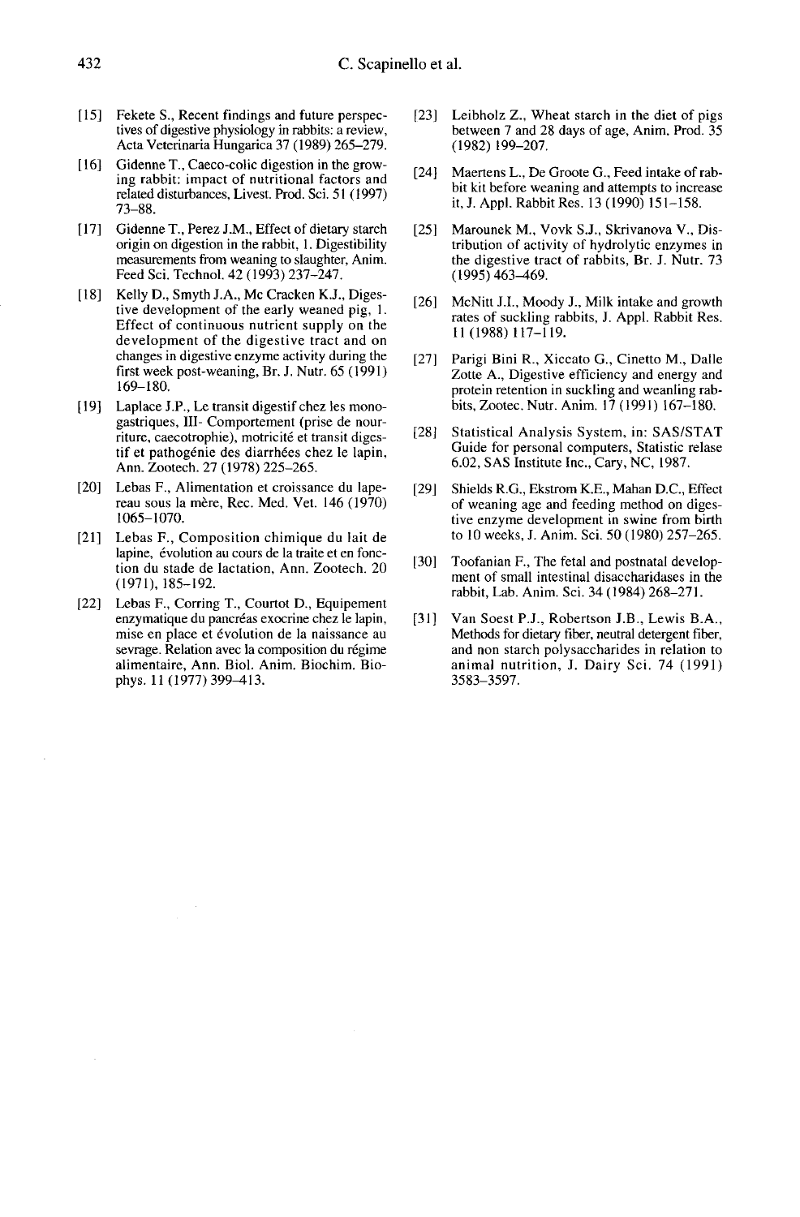[15] Fekete S., Recent findings and future perspectives of digestive physiology in rabbits: a review, Acta Veterinaria Hungarica 37 (1989) 265–279.

[16] Gidenne T., Caeco-colic digestion in the growing rabbit: impact of nutritional factors and related disturbances, Livest. Prod. Sci. 51 (1997) 73–88.

[17] Gidenne T., Perez J.M., Effect of dietary starch origin on digestion in the rabbit, 1. Digestibility measurements from weaning to slaughter, Anim. Feed Sci. Technol. 42 (1993) 237–247.

[18] Kelly D., Smyth J.A., Mc Cracken K.J., Digestive development of the early weaned pig, 1. Effect of continuous nutrient supply on the development of the digestive tract and on changes in digestive enzyme activity during the first week post-weaning, Br. J. Nutr. 65 (1991) 169–180.

[19] Laplace J.P., Le transit digestif chez les monogastriques, III- Comportement (prise de nourriture, caecotrophie), motricité et transit digestif et pathogénie des diarrhées chez le lapin, Ann. Zootech. 27 (1978) 225–265.

[20] Lebas F., Alimentation et croissance du lapereau sous la mère, Rec. Med. Vet. 146 (1970) 1065–1070.

[21] Lebas F., Composition chimique du lait de lapine, évolution au cours de la traite et en fonction du stade de lactation, Ann. Zootech. 20 (1971), 185–192.

[22] Lebas F., Corring T., Courtot D., Equipement enzymatique du pancréas exocrine chez le lapin, mise en place et évolution de la naissance au sevrage. Relation avec la composition du régime alimentaire, Ann. Biol. Anim. Biochim. Biophys. 11 (1977) 399–413.

[23] Leibholz Z., Wheat starch in the diet of pigs between 7 and 28 days of age, Anim. Prod. 35 (1982) 199–207.

[24] Maertens L., De Groote G., Feed intake of rabbit kit before weaning and attempts to increase it, J. Appl. Rabbit Res. 13 (1990) 151–158.

[25] Marounek M., Vovk S.J., Skrivanova V., Distribution of activity of hydrolytic enzymes in the digestive tract of rabbits, Br. J. Nutr. 73 (1995) 463–469.

[26] McNitt J.I., Moody J., Milk intake and growth rates of suckling rabbits, J. Appl. Rabbit Res. 11 (1988) 117–119.

[27] Parigi Bini R., Xiccato G., Cinetto M., Dalle Zotte A., Digestive efficiency and energy and protein retention in suckling and weanling rabbits, Zootec. Nutr. Anim. 17 (1991) 167–180.

[28] Statistical Analysis System, in: SAS/STAT Guide for personal computers, Statistic relase 6.02, SAS Institute Inc., Cary, NC, 1987.

[29] Shields R.G., Ekstrom K.E., Mahan D.C., Effect of weaning age and feeding method on digestive enzyme development in swine from birth to 10 weeks, J. Anim. Sci. 50 (1980) 257–265.

[30] Toofanian F., The fetal and postnatal development of small intestinal disaccharidases in the rabbit, Lab. Anim. Sci. 34 (1984) 268–271.

[31] Van Soest P.J., Robertson J.B., Lewis B.A., Methods for dietary fiber, neutral detergent fiber, and non starch polysaccharides in relation to animal nutrition, J. Dairy Sci. 74 (1991) 3583–3597.